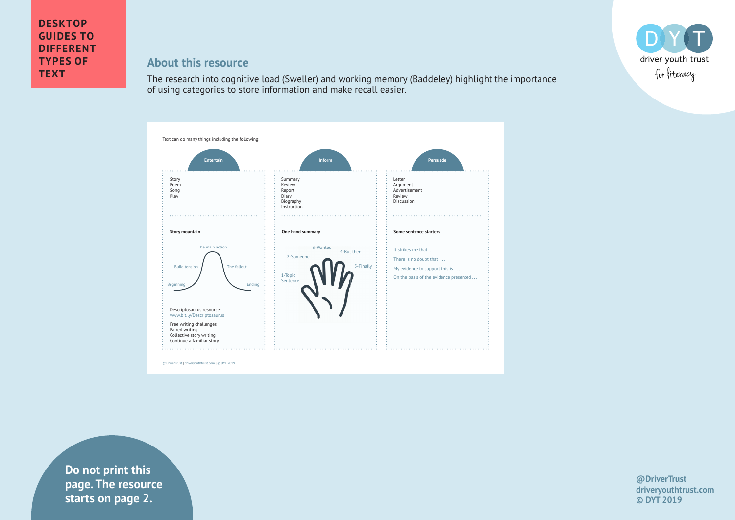# DESKTOP GUIDES TO DIFFERENT TYPES OF TEXT

## About this resource

The research into cognitive load (Sweller) and working memory (Baddeley) highlight the importance of using categories to store information and make recall easier.

Text can do many things including the following:

### Entertain

Story
Poem
Song
Play

**Story mountain**

Beginning
Build tension
The main action
The fallout
Ending

Descriptosaurus resource:
www.bit.ly/Descriptosaurus

Free writing challenges
Paired writing
Collective story writing
Continue a familiar story

### Inform

Summary
Review
Report
Diary
Biography
Instruction

**One hand summary**

1-Topic Sentence
2-Someone
3-Wanted
4-But then
5-Finally

### Persuade

Letter
Argument
Advertisement
Review
Discussion

**Some sentence starters**

It strikes me that …
There is no doubt that …
My evidence to support this is …
On the basis of the evidence presented …

@DriverTrust | driveryouthtrust.com | © DYT 2019

**Do not print this page. The resource starts on page 2.**

@DriverTrust
driveryouthtrust.com
© DYT 2019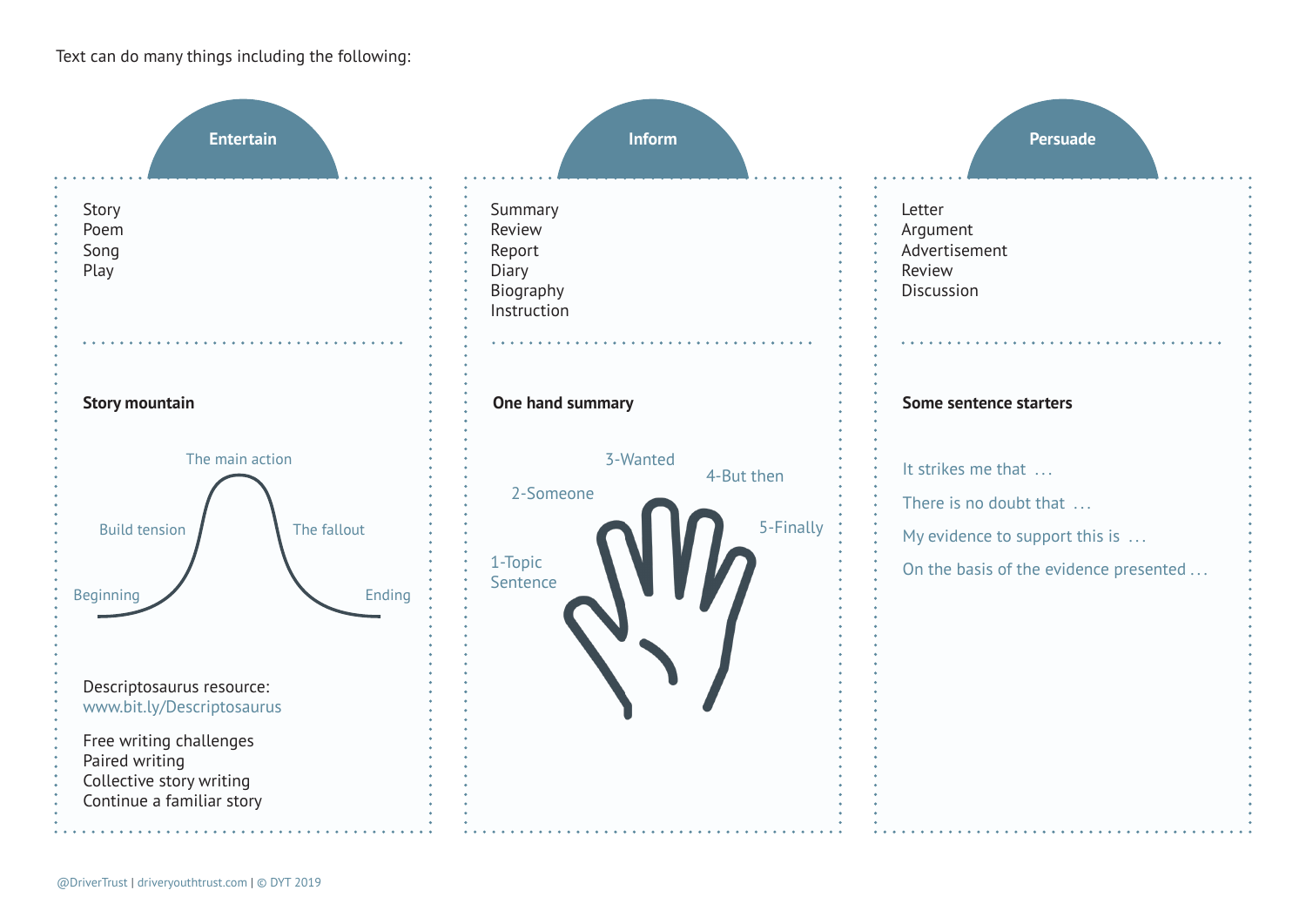Text can do many things including the following:

## Entertain

Story
Poem
Song
Play

### Story mountain

The main action
Build tension
The fallout
Beginning
Ending

Descriptosaurus resource:
www.bit.ly/Descriptosaurus

Free writing challenges
Paired writing
Collective story writing
Continue a familiar story

## Inform

Summary
Review
Report
Diary
Biography
Instruction

### One hand summary

1-Topic Sentence
2-Someone
3-Wanted
4-But then
5-Finally

## Persuade

Letter
Argument
Advertisement
Review
Discussion

### Some sentence starters

It strikes me that ...

There is no doubt that ...

My evidence to support this is ...

On the basis of the evidence presented ...

@DriverTrust | driveryouthtrust.com | © DYT 2019